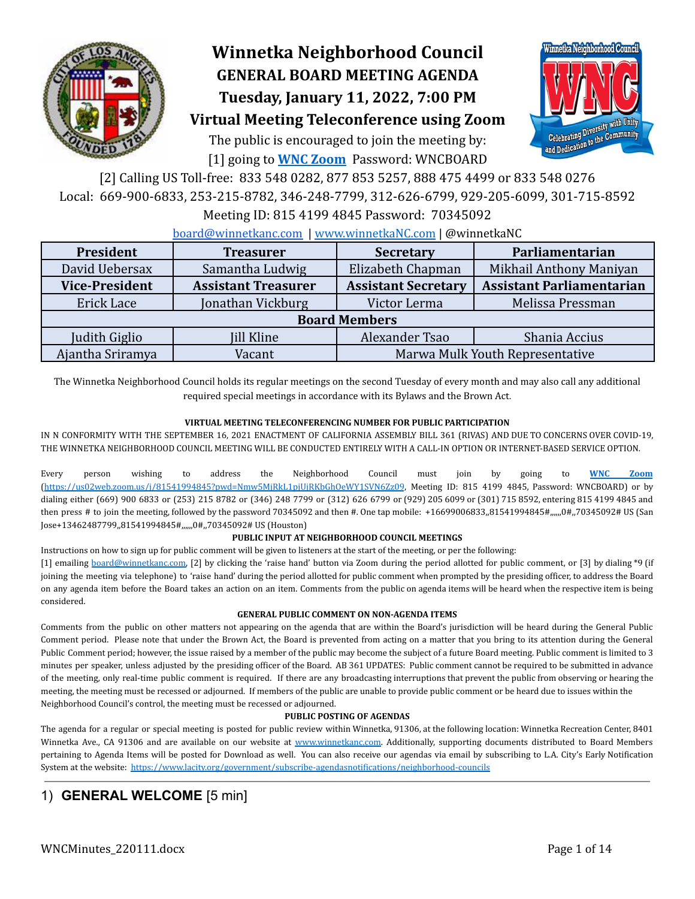# Winnetka Neighborhood Council

## GENERAL BOARD MEETING AGENDA

## Tuesday, January 11, 2022, 7:00 PM

## Virtual Meeting Teleconference using Zoom

The public is encouraged to join the meeting by:

[1] going to **WNC Zoom** Password: WNCBOARD

[2] Calling US Toll-free: 833 548 0282, 877 853 5257, 888 475 4499 or 833 548 0276

Local: 669-900-6833, 253-215-8782, 346-248-7799, 312-626-6799, 929-205-6099, 301-715-8592

Meeting ID: 815 4199 4845 Password: 70345092

board@winnetkanc.com | www.winnetkaNC.com | @winnetkaNC

| President | Treasurer | Secretary | Parliamentarian |
|---|---|---|---|
| David Uebersax | Samantha Ludwig | Elizabeth Chapman | Mikhail Anthony Maniyan |
| **Vice-President** | **Assistant Treasurer** | **Assistant Secretary** | **Assistant Parliamentarian** |
| Erick Lace | Jonathan Vickburg | Victor Lerma | Melissa Pressman |
| **Board Members** | | | |
| Judith Giglio | Jill Kline | Alexander Tsao | Shania Accius |
| Ajantha Sriramya | Vacant | Marwa Mulk Youth Representative | |

The Winnetka Neighborhood Council holds its regular meetings on the second Tuesday of every month and may also call any additional required special meetings in accordance with its Bylaws and the Brown Act.

**VIRTUAL MEETING TELECONFERENCING NUMBER FOR PUBLIC PARTICIPATION**

IN N CONFORMITY WITH THE SEPTEMBER 16, 2021 ENACTMENT OF CALIFORNIA ASSEMBLY BILL 361 (RIVAS) AND DUE TO CONCERNS OVER COVID-19, THE WINNETKA NEIGHBORHOOD COUNCIL MEETING WILL BE CONDUCTED ENTIRELY WITH A CALL-IN OPTION OR INTERNET-BASED SERVICE OPTION.

Every person wishing to address the Neighborhood Council must join by going to **WNC Zoom** (https://us02web.zoom.us/j/81541994845?pwd=Nmw5MjRkL1pjUjRKbGhOeWY1SVN6Zz09, Meeting ID: 815 4199 4845, Password: WNCBOARD) or by dialing either (669) 900 6833 or (253) 215 8782 or (346) 248 7799 or (312) 626 6799 or (929) 205 6099 or (301) 715 8592, entering 815 4199 4845 and then press # to join the meeting, followed by the password 70345092 and then #. One tap mobile: +16699006833,,81541994845#,,,,,,0#,,70345092# US (San Jose+13462487799,,81541994845#,,,,,,0#,,70345092# US (Houston)

**PUBLIC INPUT AT NEIGHBORHOOD COUNCIL MEETINGS**

Instructions on how to sign up for public comment will be given to listeners at the start of the meeting, or per the following:

[1] emailing board@winnetkanc.com, [2] by clicking the 'raise hand' button via Zoom during the period allotted for public comment, or [3] by dialing *9 (if joining the meeting via telephone) to 'raise hand' during the period allotted for public comment when prompted by the presiding officer, to address the Board on any agenda item before the Board takes an action on an item. Comments from the public on agenda items will be heard when the respective item is being considered.

**GENERAL PUBLIC COMMENT ON NON-AGENDA ITEMS**

Comments from the public on other matters not appearing on the agenda that are within the Board's jurisdiction will be heard during the General Public Comment period. Please note that under the Brown Act, the Board is prevented from acting on a matter that you bring to its attention during the General Public Comment period; however, the issue raised by a member of the public may become the subject of a future Board meeting. Public comment is limited to 3 minutes per speaker, unless adjusted by the presiding officer of the Board. AB 361 UPDATES: Public comment cannot be required to be submitted in advance of the meeting, only real-time public comment is required. If there are any broadcasting interruptions that prevent the public from observing or hearing the meeting, the meeting must be recessed or adjourned. If members of the public are unable to provide public comment or be heard due to issues within the Neighborhood Council's control, the meeting must be recessed or adjourned.

**PUBLIC POSTING OF AGENDAS**

The agenda for a regular or special meeting is posted for public review within Winnetka, 91306, at the following location: Winnetka Recreation Center, 8401 Winnetka Ave., CA 91306 and are available on our website at www.winnetkanc.com. Additionally, supporting documents distributed to Board Members pertaining to Agenda Items will be posted for Download as well. You can also receive our agendas via email by subscribing to L.A. City's Early Notification System at the website: https://www.lacity.org/government/subscribe-agendasnotifications/neighborhood-councils

---

## 1) **GENERAL WELCOME** [5 min]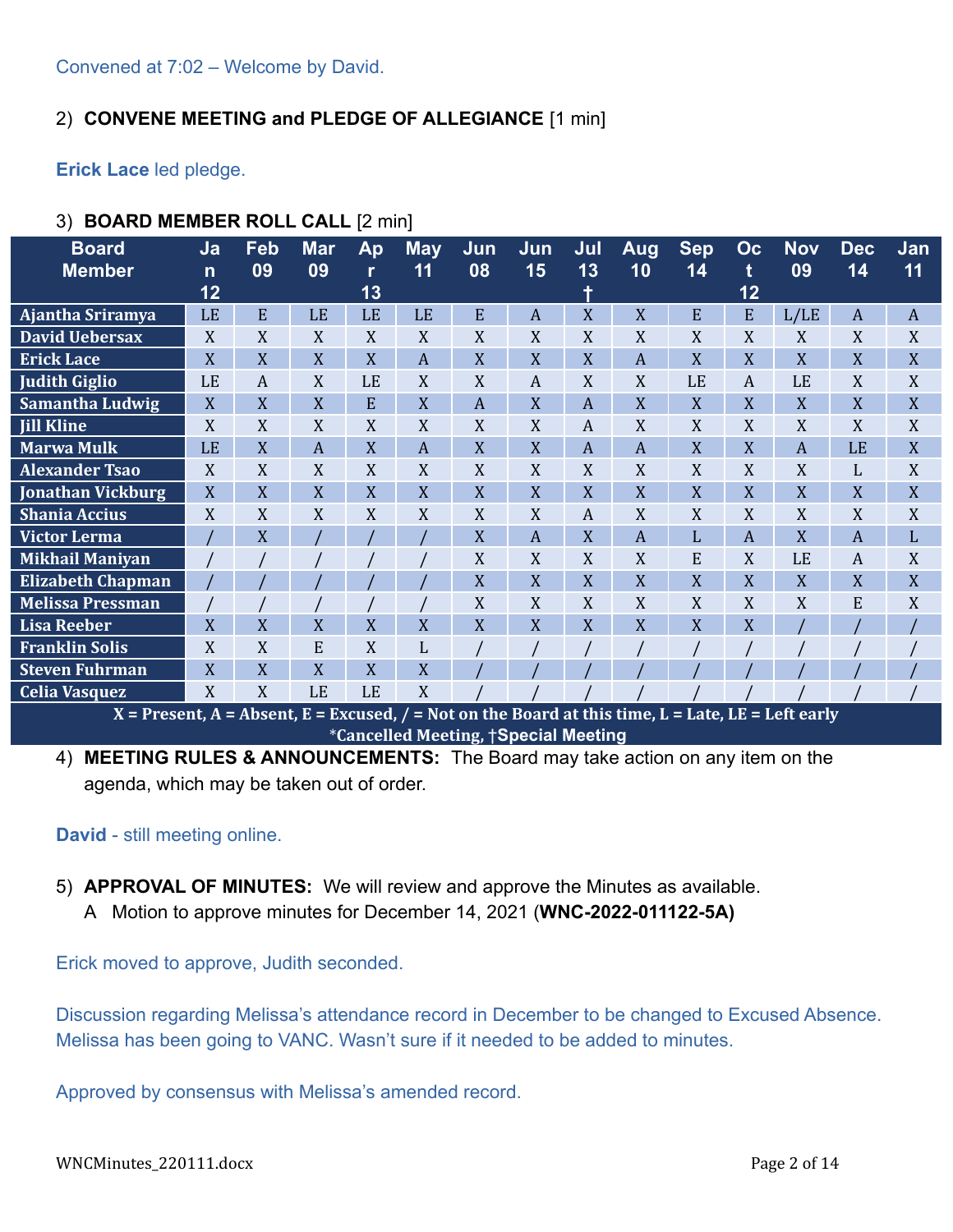Convened at 7:02 – Welcome by David.

2) **CONVENE MEETING and PLEDGE OF ALLEGIANCE** [1 min]

**Erick Lace** led pledge.

3) **BOARD MEMBER ROLL CALL** [2 min]

| Board Member | Jan 12 | Feb 09 | Mar 09 | Apr 13 | May 11 | Jun 08 | Jun 15 | Jul 13 † | Aug 10 | Sep 14 | Oct 12 | Nov 09 | Dec 14 | Jan 11 |
|---|---|---|---|---|---|---|---|---|---|---|---|---|---|---|
| Ajantha Sriramya | LE | E | LE | LE | LE | E | A | X | X | E | E | L/LE | A | A |
| David Uebersax | X | X | X | X | X | X | X | X | X | X | X | X | X | X |
| Erick Lace | X | X | X | X | A | X | X | X | A | X | X | X | X | X |
| Judith Giglio | LE | A | X | LE | X | X | A | X | X | LE | A | LE | X | X |
| Samantha Ludwig | X | X | X | E | X | A | X | A | X | X | X | X | X | X |
| Jill Kline | X | X | X | X | X | X | X | A | X | X | X | X | X | X |
| Marwa Mulk | LE | X | A | X | A | X | X | A | A | X | X | A | LE | X |
| Alexander Tsao | X | X | X | X | X | X | X | X | X | X | X | X | L | X |
| Jonathan Vickburg | X | X | X | X | X | X | X | X | X | X | X | X | X | X |
| Shania Accius | X | X | X | X | X | X | X | A | X | X | X | X | X | X |
| Victor Lerma | / | X | / | / | / | X | A | X | A | L | A | X | A | L |
| Mikhail Maniyan | / | / | / | / | / | X | X | X | X | E | X | LE | A | X |
| Elizabeth Chapman | / | / | / | / | / | X | X | X | X | X | X | X | X | X |
| Melissa Pressman | / | / | / | / | / | X | X | X | X | X | X | X | E | X |
| Lisa Reeber | X | X | X | X | X | X | X | X | X | X | X | / | / | / |
| Franklin Solis | X | X | E | X | L | / | / | / | / | / | / | / | / | / |
| Steven Fuhrman | X | X | X | X | X | / | / | / | / | / | / | / | / | / |
| Celia Vasquez | X | X | LE | LE | X | / | / | / | / | / | / | / | / | / |
| X = Present, A = Absent, E = Excused, / = Not on the Board at this time, L = Late, LE = Left early *Cancelled Meeting, †Special Meeting | | | | | | | | | | | | | | |

4) **MEETING RULES & ANNOUNCEMENTS:** The Board may take action on any item on the agenda, which may be taken out of order.

**David** - still meeting online.

5) **APPROVAL OF MINUTES:** We will review and approve the Minutes as available.
   A Motion to approve minutes for December 14, 2021 (**WNC-2022-011122-5A)**

Erick moved to approve, Judith seconded.

Discussion regarding Melissa's attendance record in December to be changed to Excused Absence. Melissa has been going to VANC. Wasn't sure if it needed to be added to minutes.

Approved by consensus with Melissa's amended record.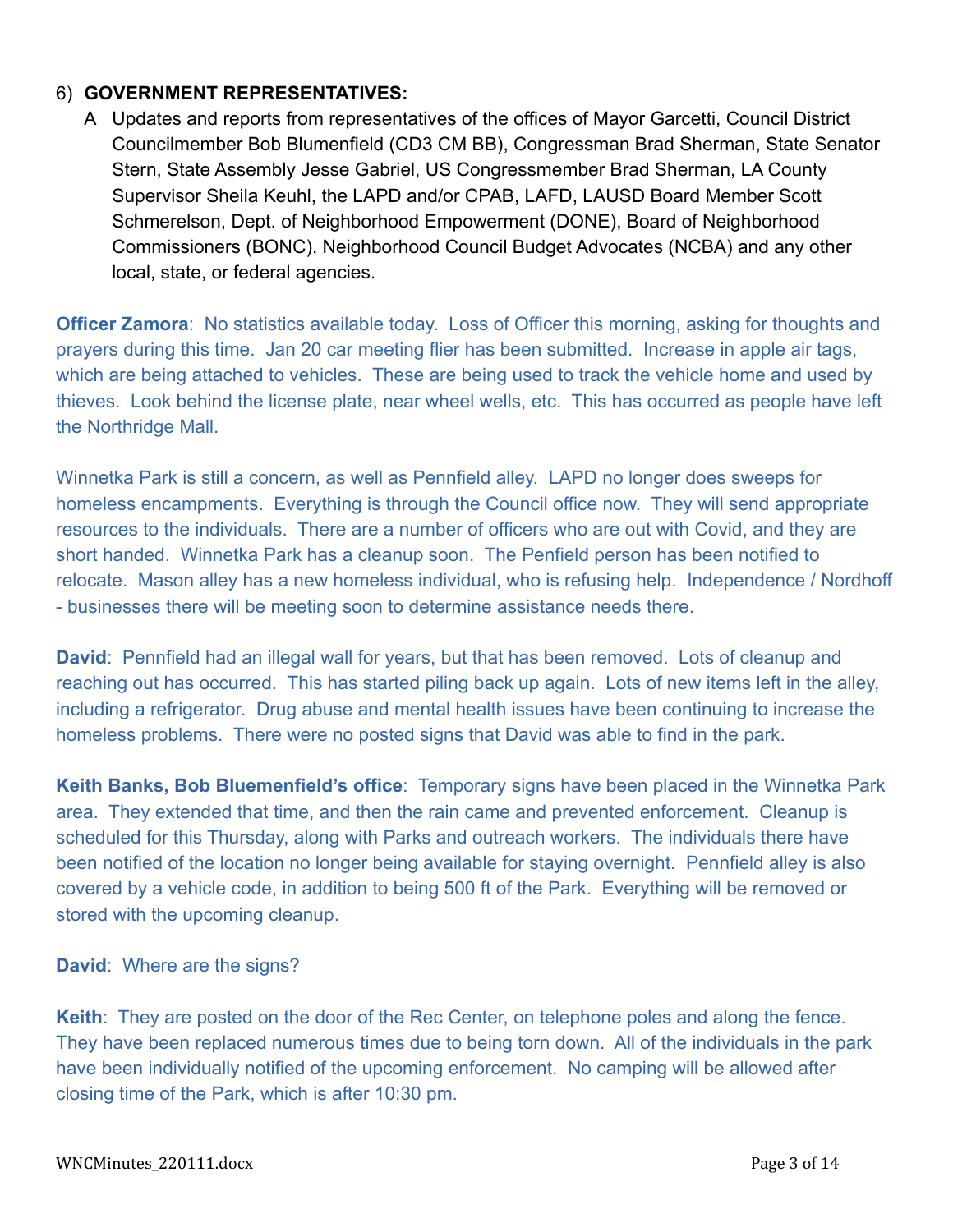6) **GOVERNMENT REPRESENTATIVES:**

A Updates and reports from representatives of the offices of Mayor Garcetti, Council District Councilmember Bob Blumenfield (CD3 CM BB), Congressman Brad Sherman, State Senator Stern, State Assembly Jesse Gabriel, US Congressmember Brad Sherman, LA County Supervisor Sheila Keuhl, the LAPD and/or CPAB, LAFD, LAUSD Board Member Scott Schmerelson, Dept. of Neighborhood Empowerment (DONE), Board of Neighborhood Commissioners (BONC), Neighborhood Council Budget Advocates (NCBA) and any other local, state, or federal agencies.

**Officer Zamora**: No statistics available today. Loss of Officer this morning, asking for thoughts and prayers during this time. Jan 20 car meeting flier has been submitted. Increase in apple air tags, which are being attached to vehicles. These are being used to track the vehicle home and used by thieves. Look behind the license plate, near wheel wells, etc. This has occurred as people have left the Northridge Mall.

Winnetka Park is still a concern, as well as Pennfield alley. LAPD no longer does sweeps for homeless encampments. Everything is through the Council office now. They will send appropriate resources to the individuals. There are a number of officers who are out with Covid, and they are short handed. Winnetka Park has a cleanup soon. The Penfield person has been notified to relocate. Mason alley has a new homeless individual, who is refusing help. Independence / Nordhoff - businesses there will be meeting soon to determine assistance needs there.

**David**: Pennfield had an illegal wall for years, but that has been removed. Lots of cleanup and reaching out has occurred. This has started piling back up again. Lots of new items left in the alley, including a refrigerator. Drug abuse and mental health issues have been continuing to increase the homeless problems. There were no posted signs that David was able to find in the park.

**Keith Banks, Bob Bluemenfield's office**: Temporary signs have been placed in the Winnetka Park area. They extended that time, and then the rain came and prevented enforcement. Cleanup is scheduled for this Thursday, along with Parks and outreach workers. The individuals there have been notified of the location no longer being available for staying overnight. Pennfield alley is also covered by a vehicle code, in addition to being 500 ft of the Park. Everything will be removed or stored with the upcoming cleanup.

**David**: Where are the signs?

**Keith**: They are posted on the door of the Rec Center, on telephone poles and along the fence. They have been replaced numerous times due to being torn down. All of the individuals in the park have been individually notified of the upcoming enforcement. No camping will be allowed after closing time of the Park, which is after 10:30 pm.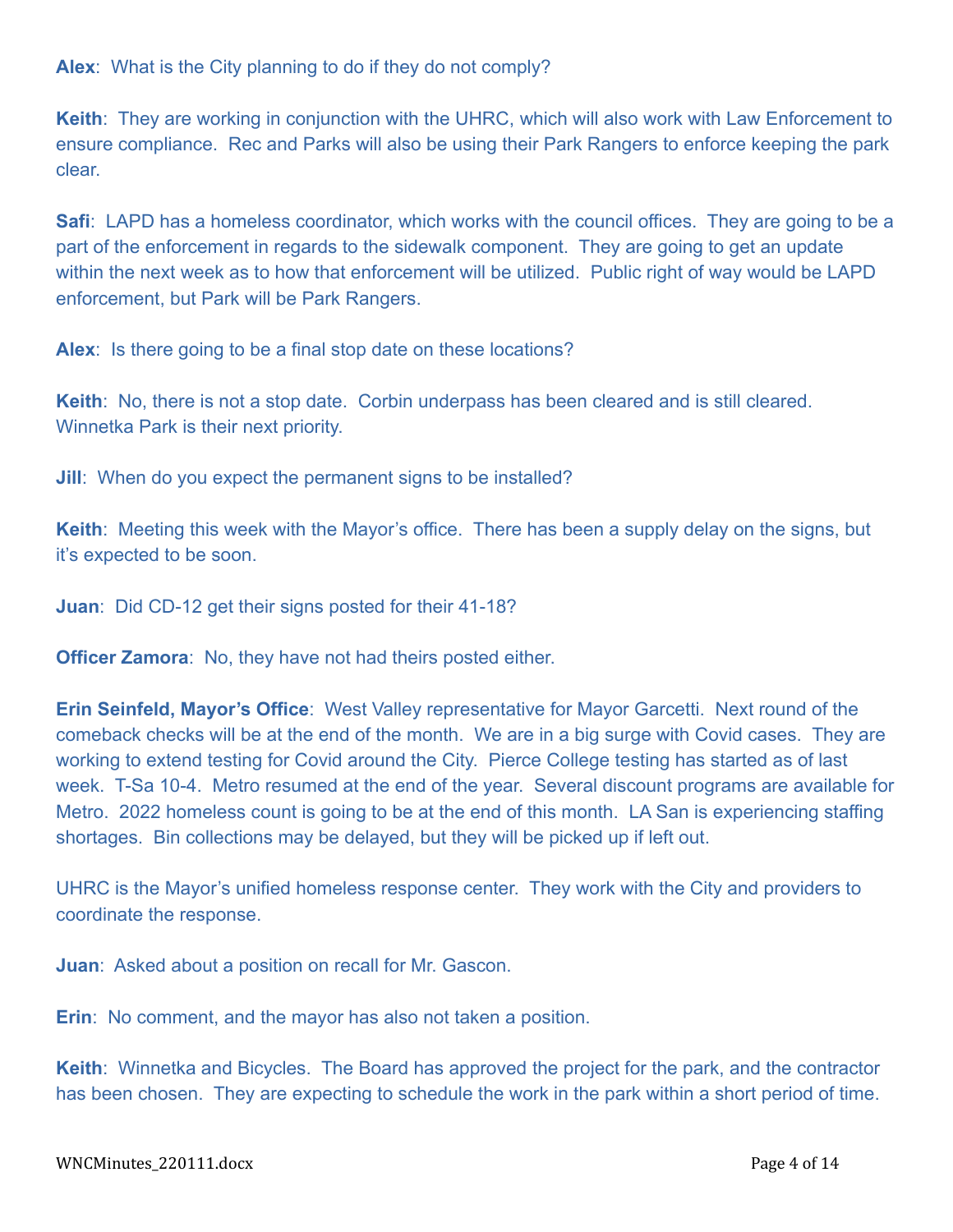**Alex**: What is the City planning to do if they do not comply?

**Keith**: They are working in conjunction with the UHRC, which will also work with Law Enforcement to ensure compliance. Rec and Parks will also be using their Park Rangers to enforce keeping the park clear.

**Safi**: LAPD has a homeless coordinator, which works with the council offices. They are going to be a part of the enforcement in regards to the sidewalk component. They are going to get an update within the next week as to how that enforcement will be utilized. Public right of way would be LAPD enforcement, but Park will be Park Rangers.

**Alex**: Is there going to be a final stop date on these locations?

**Keith**: No, there is not a stop date. Corbin underpass has been cleared and is still cleared. Winnetka Park is their next priority.

**Jill**: When do you expect the permanent signs to be installed?

**Keith**: Meeting this week with the Mayor's office. There has been a supply delay on the signs, but it's expected to be soon.

**Juan**: Did CD-12 get their signs posted for their 41-18?

**Officer Zamora**: No, they have not had theirs posted either.

**Erin Seinfeld, Mayor's Office**: West Valley representative for Mayor Garcetti. Next round of the comeback checks will be at the end of the month. We are in a big surge with Covid cases. They are working to extend testing for Covid around the City. Pierce College testing has started as of last week. T-Sa 10-4. Metro resumed at the end of the year. Several discount programs are available for Metro. 2022 homeless count is going to be at the end of this month. LA San is experiencing staffing shortages. Bin collections may be delayed, but they will be picked up if left out.

UHRC is the Mayor's unified homeless response center. They work with the City and providers to coordinate the response.

**Juan**: Asked about a position on recall for Mr. Gascon.

**Erin**: No comment, and the mayor has also not taken a position.

**Keith**: Winnetka and Bicycles. The Board has approved the project for the park, and the contractor has been chosen. They are expecting to schedule the work in the park within a short period of time.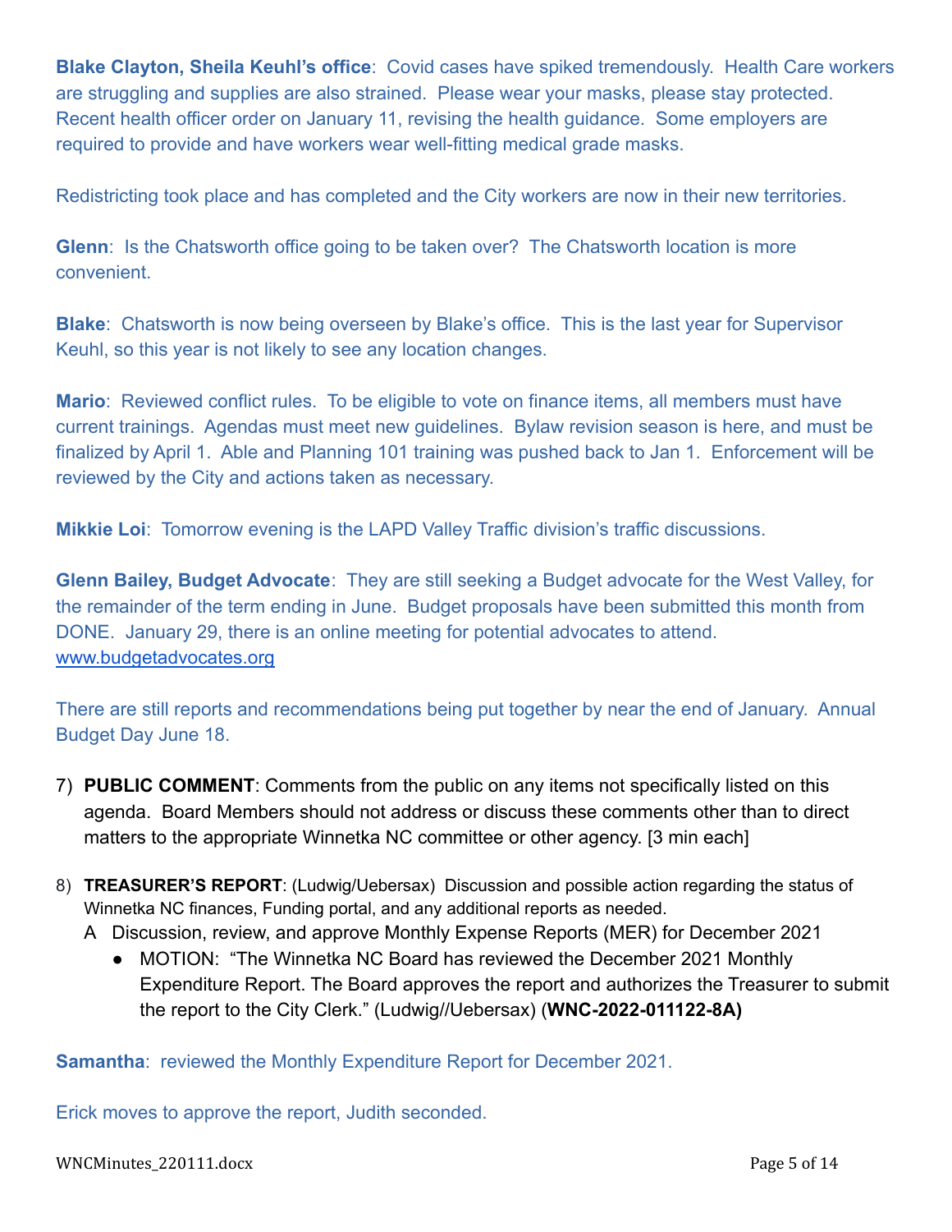**Blake Clayton, Sheila Keuhl's office**: Covid cases have spiked tremendously. Health Care workers are struggling and supplies are also strained. Please wear your masks, please stay protected. Recent health officer order on January 11, revising the health guidance. Some employers are required to provide and have workers wear well-fitting medical grade masks.

Redistricting took place and has completed and the City workers are now in their new territories.

**Glenn**: Is the Chatsworth office going to be taken over? The Chatsworth location is more convenient.

**Blake**: Chatsworth is now being overseen by Blake's office. This is the last year for Supervisor Keuhl, so this year is not likely to see any location changes.

**Mario**: Reviewed conflict rules. To be eligible to vote on finance items, all members must have current trainings. Agendas must meet new guidelines. Bylaw revision season is here, and must be finalized by April 1. Able and Planning 101 training was pushed back to Jan 1. Enforcement will be reviewed by the City and actions taken as necessary.

**Mikkie Loi**: Tomorrow evening is the LAPD Valley Traffic division's traffic discussions.

**Glenn Bailey, Budget Advocate**: They are still seeking a Budget advocate for the West Valley, for the remainder of the term ending in June. Budget proposals have been submitted this month from DONE. January 29, there is an online meeting for potential advocates to attend. [www.budgetadvocates.org](http://www.budgetadvocates.org)

There are still reports and recommendations being put together by near the end of January. Annual Budget Day June 18.

7) **PUBLIC COMMENT**: Comments from the public on any items not specifically listed on this agenda. Board Members should not address or discuss these comments other than to direct matters to the appropriate Winnetka NC committee or other agency. [3 min each]

8) **TREASURER'S REPORT**: (Ludwig/Uebersax) Discussion and possible action regarding the status of Winnetka NC finances, Funding portal, and any additional reports as needed.
   A Discussion, review, and approve Monthly Expense Reports (MER) for December 2021
   - MOTION: "The Winnetka NC Board has reviewed the December 2021 Monthly Expenditure Report. The Board approves the report and authorizes the Treasurer to submit the report to the City Clerk." (Ludwig//Uebersax) (**WNC-2022-011122-8A)**

**Samantha**: reviewed the Monthly Expenditure Report for December 2021.

Erick moves to approve the report, Judith seconded.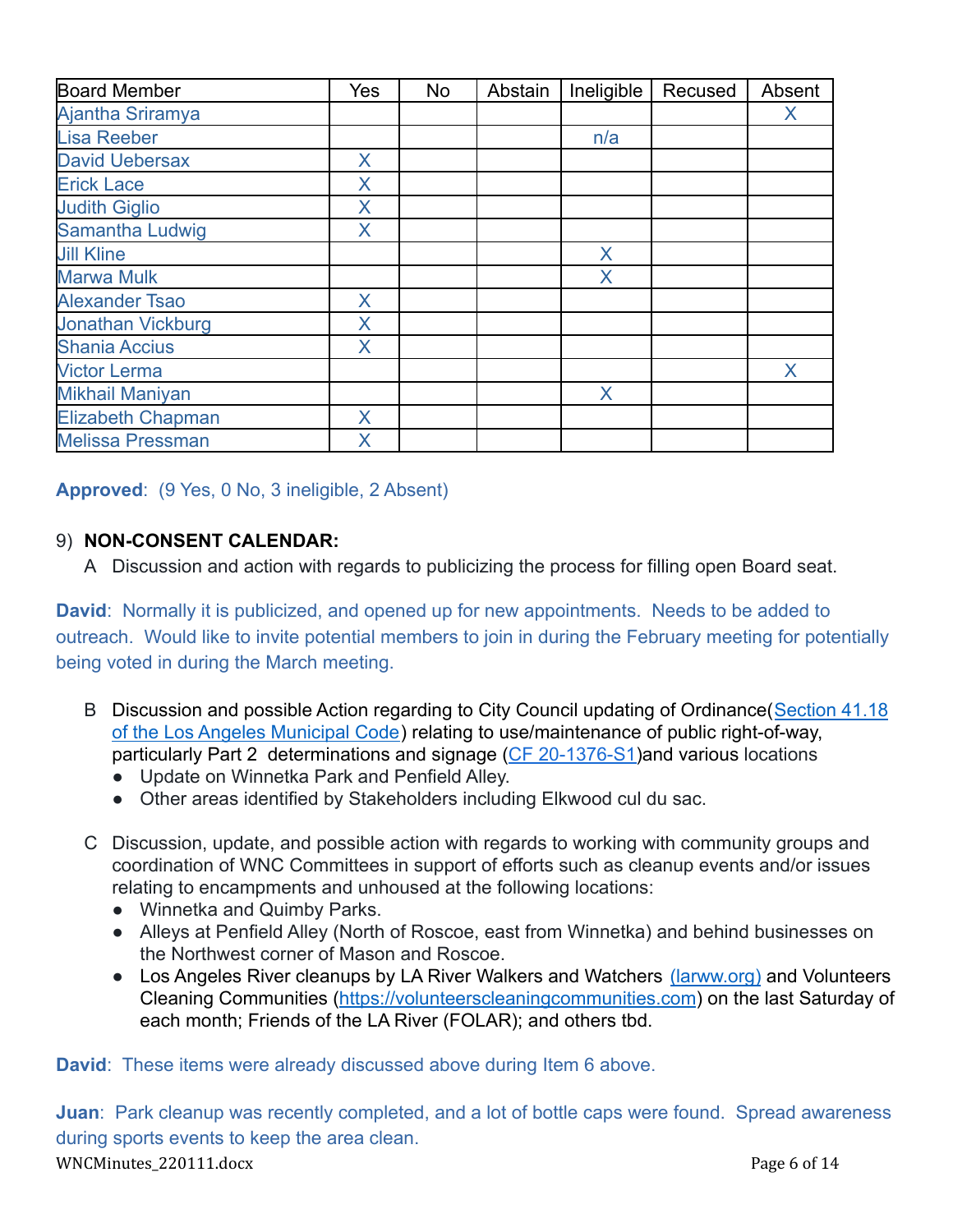| Board Member | Yes | No | Abstain | Ineligible | Recused | Absent |
|---|---|---|---|---|---|---|
| Ajantha Sriramya | | | | | | X |
| Lisa Reeber | | | | n/a | | |
| David Uebersax | X | | | | | |
| Erick Lace | X | | | | | |
| Judith Giglio | X | | | | | |
| Samantha Ludwig | X | | | | | |
| Jill Kline | | | | X | | |
| Marwa Mulk | | | | X | | |
| Alexander Tsao | X | | | | | |
| Jonathan Vickburg | X | | | | | |
| Shania Accius | X | | | | | |
| Victor Lerma | | | | | | X |
| Mikhail Maniyan | | | | X | | |
| Elizabeth Chapman | X | | | | | |
| Melissa Pressman | X | | | | | |

**Approved**: (9 Yes, 0 No, 3 ineligible, 2 Absent)

9) **NON-CONSENT CALENDAR:**

A Discussion and action with regards to publicizing the process for filling open Board seat.

**David**: Normally it is publicized, and opened up for new appointments. Needs to be added to outreach. Would like to invite potential members to join in during the February meeting for potentially being voted in during the March meeting.

B Discussion and possible Action regarding to City Council updating of Ordinance(Section 41.18 of the Los Angeles Municipal Code) relating to use/maintenance of public right-of-way, particularly Part 2 determinations and signage (CF 20-1376-S1)and various locations

- Update on Winnetka Park and Penfield Alley.
- Other areas identified by Stakeholders including Elkwood cul du sac.

C Discussion, update, and possible action with regards to working with community groups and coordination of WNC Committees in support of efforts such as cleanup events and/or issues relating to encampments and unhoused at the following locations:

- Winnetka and Quimby Parks.
- Alleys at Penfield Alley (North of Roscoe, east from Winnetka) and behind businesses on the Northwest corner of Mason and Roscoe.
- Los Angeles River cleanups by LA River Walkers and Watchers (larww.org) and Volunteers Cleaning Communities (https://volunteerscleaningcommunities.com) on the last Saturday of each month; Friends of the LA River (FOLAR); and others tbd.

**David**: These items were already discussed above during Item 6 above.

**Juan**: Park cleanup was recently completed, and a lot of bottle caps were found. Spread awareness during sports events to keep the area clean.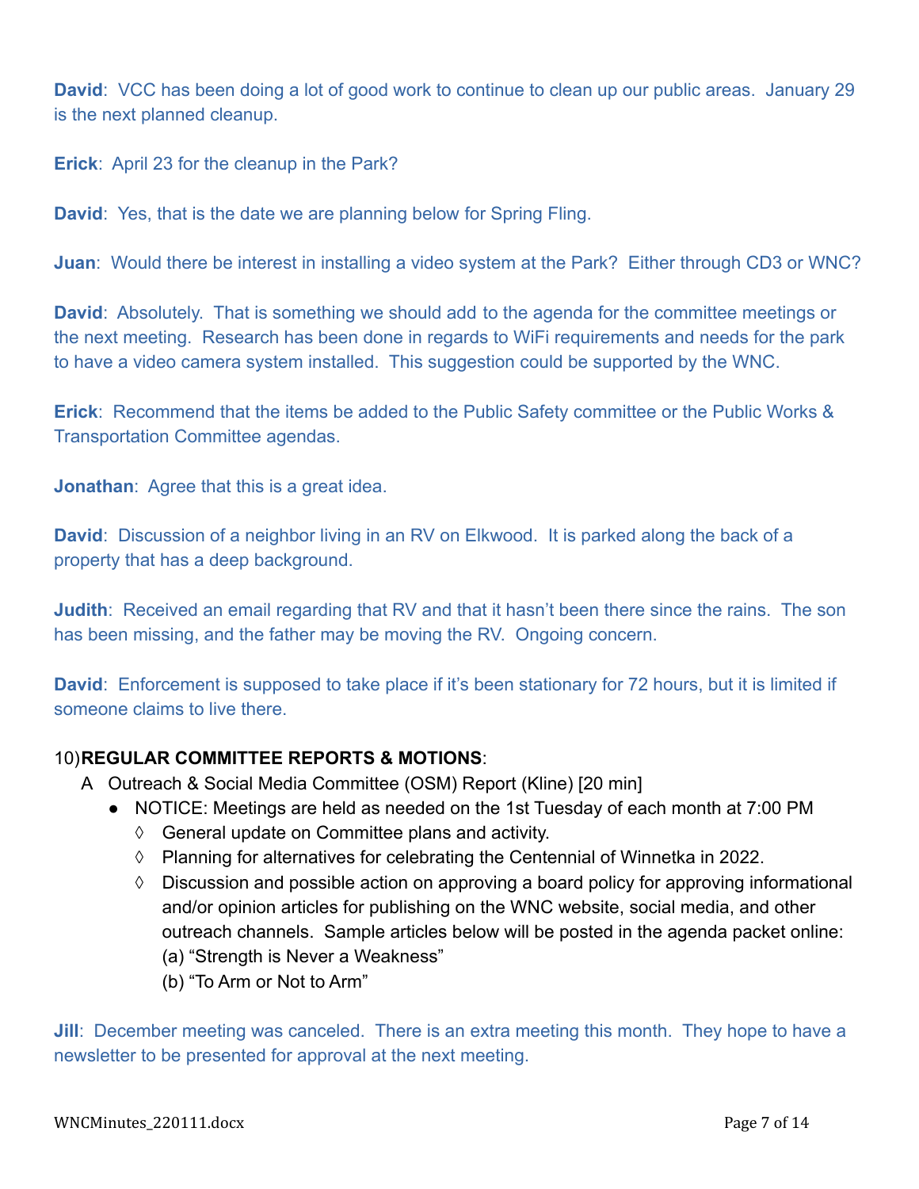**David**: VCC has been doing a lot of good work to continue to clean up our public areas. January 29 is the next planned cleanup.

**Erick**: April 23 for the cleanup in the Park?

**David**: Yes, that is the date we are planning below for Spring Fling.

**Juan**: Would there be interest in installing a video system at the Park? Either through CD3 or WNC?

**David**: Absolutely. That is something we should add to the agenda for the committee meetings or the next meeting. Research has been done in regards to WiFi requirements and needs for the park to have a video camera system installed. This suggestion could be supported by the WNC.

**Erick**: Recommend that the items be added to the Public Safety committee or the Public Works & Transportation Committee agendas.

**Jonathan**: Agree that this is a great idea.

**David**: Discussion of a neighbor living in an RV on Elkwood. It is parked along the back of a property that has a deep background.

**Judith**: Received an email regarding that RV and that it hasn't been there since the rains. The son has been missing, and the father may be moving the RV. Ongoing concern.

**David**: Enforcement is supposed to take place if it's been stationary for 72 hours, but it is limited if someone claims to live there.

10) **REGULAR COMMITTEE REPORTS & MOTIONS**:

A Outreach & Social Media Committee (OSM) Report (Kline) [20 min]

- NOTICE: Meetings are held as needed on the 1st Tuesday of each month at 7:00 PM
  - ◊ General update on Committee plans and activity.
  - ◊ Planning for alternatives for celebrating the Centennial of Winnetka in 2022.
  - ◊ Discussion and possible action on approving a board policy for approving informational and/or opinion articles for publishing on the WNC website, social media, and other outreach channels. Sample articles below will be posted in the agenda packet online:
    (a) "Strength is Never a Weakness"
    (b) "To Arm or Not to Arm"

**Jill**: December meeting was canceled. There is an extra meeting this month. They hope to have a newsletter to be presented for approval at the next meeting.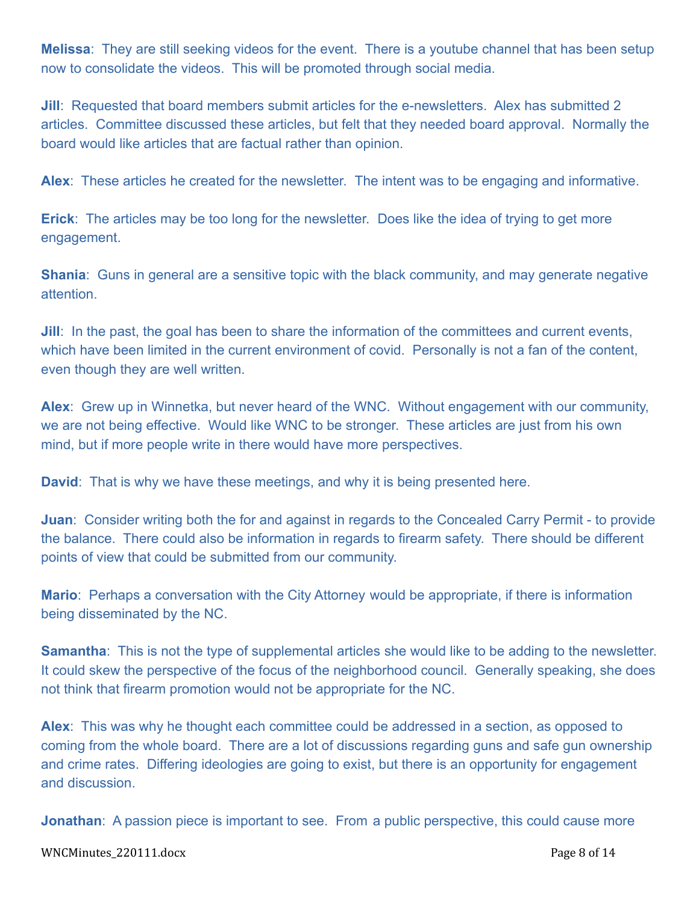**Melissa**: They are still seeking videos for the event. There is a youtube channel that has been setup now to consolidate the videos. This will be promoted through social media.

**Jill**: Requested that board members submit articles for the e-newsletters. Alex has submitted 2 articles. Committee discussed these articles, but felt that they needed board approval. Normally the board would like articles that are factual rather than opinion.

**Alex**: These articles he created for the newsletter. The intent was to be engaging and informative.

**Erick**: The articles may be too long for the newsletter. Does like the idea of trying to get more engagement.

**Shania**: Guns in general are a sensitive topic with the black community, and may generate negative attention.

**Jill**: In the past, the goal has been to share the information of the committees and current events, which have been limited in the current environment of covid. Personally is not a fan of the content, even though they are well written.

**Alex**: Grew up in Winnetka, but never heard of the WNC. Without engagement with our community, we are not being effective. Would like WNC to be stronger. These articles are just from his own mind, but if more people write in there would have more perspectives.

**David**: That is why we have these meetings, and why it is being presented here.

**Juan**: Consider writing both the for and against in regards to the Concealed Carry Permit - to provide the balance. There could also be information in regards to firearm safety. There should be different points of view that could be submitted from our community.

**Mario**: Perhaps a conversation with the City Attorney would be appropriate, if there is information being disseminated by the NC.

**Samantha**: This is not the type of supplemental articles she would like to be adding to the newsletter. It could skew the perspective of the focus of the neighborhood council. Generally speaking, she does not think that firearm promotion would not be appropriate for the NC.

**Alex**: This was why he thought each committee could be addressed in a section, as opposed to coming from the whole board. There are a lot of discussions regarding guns and safe gun ownership and crime rates. Differing ideologies are going to exist, but there is an opportunity for engagement and discussion.

**Jonathan**: A passion piece is important to see. From a public perspective, this could cause more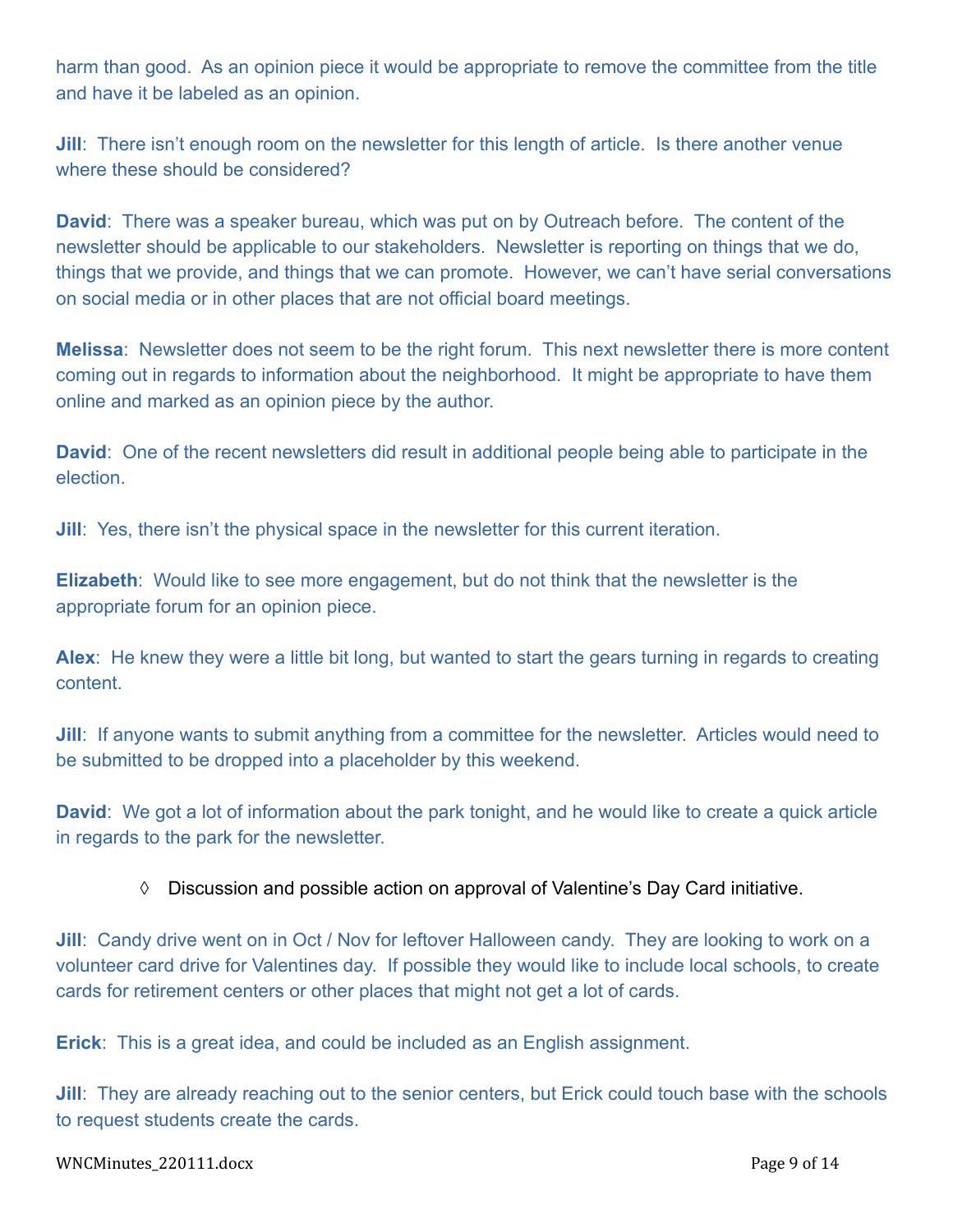harm than good. As an opinion piece it would be appropriate to remove the committee from the title and have it be labeled as an opinion.

**Jill**: There isn't enough room on the newsletter for this length of article. Is there another venue where these should be considered?

**David**: There was a speaker bureau, which was put on by Outreach before. The content of the newsletter should be applicable to our stakeholders. Newsletter is reporting on things that we do, things that we provide, and things that we can promote. However, we can't have serial conversations on social media or in other places that are not official board meetings.

**Melissa**: Newsletter does not seem to be the right forum. This next newsletter there is more content coming out in regards to information about the neighborhood. It might be appropriate to have them online and marked as an opinion piece by the author.

**David**: One of the recent newsletters did result in additional people being able to participate in the election.

**Jill**: Yes, there isn't the physical space in the newsletter for this current iteration.

**Elizabeth**: Would like to see more engagement, but do not think that the newsletter is the appropriate forum for an opinion piece.

**Alex**: He knew they were a little bit long, but wanted to start the gears turning in regards to creating content.

**Jill**: If anyone wants to submit anything from a committee for the newsletter. Articles would need to be submitted to be dropped into a placeholder by this weekend.

**David**: We got a lot of information about the park tonight, and he would like to create a quick article in regards to the park for the newsletter.

◊ Discussion and possible action on approval of Valentine's Day Card initiative.

**Jill**: Candy drive went on in Oct / Nov for leftover Halloween candy. They are looking to work on a volunteer card drive for Valentines day. If possible they would like to include local schools, to create cards for retirement centers or other places that might not get a lot of cards.

**Erick**: This is a great idea, and could be included as an English assignment.

**Jill**: They are already reaching out to the senior centers, but Erick could touch base with the schools to request students create the cards.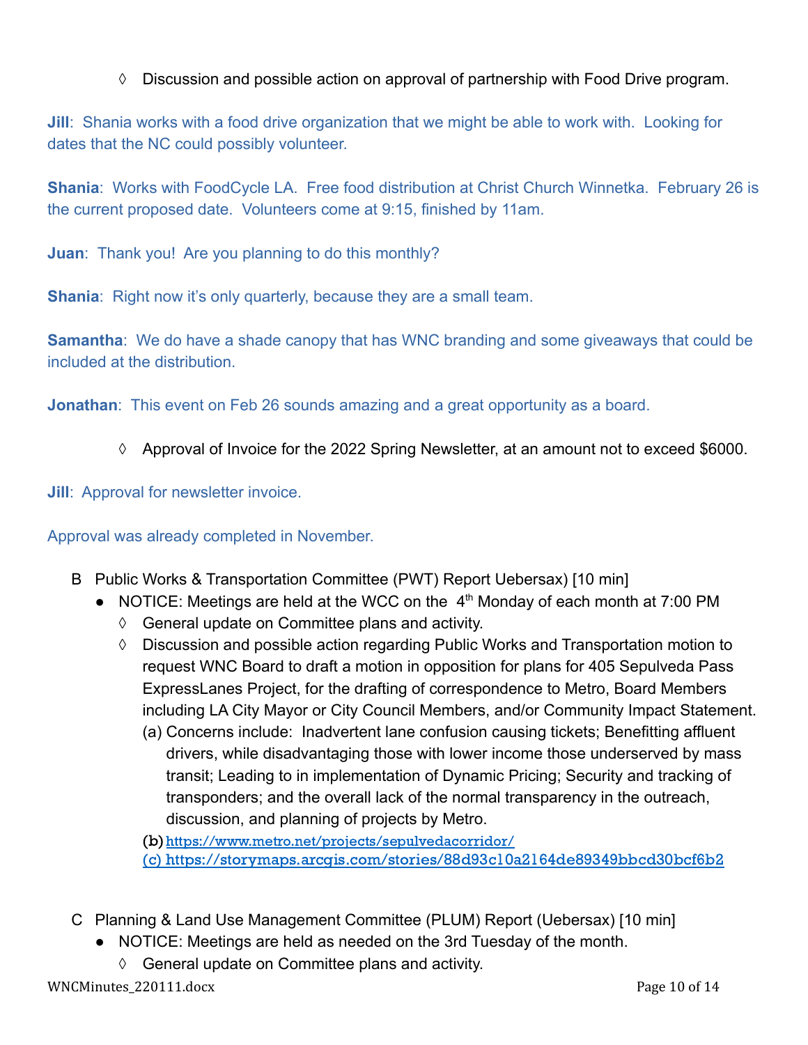- ◊ Discussion and possible action on approval of partnership with Food Drive program.

**Jill**: Shania works with a food drive organization that we might be able to work with. Looking for dates that the NC could possibly volunteer.

**Shania**: Works with FoodCycle LA. Free food distribution at Christ Church Winnetka. February 26 is the current proposed date. Volunteers come at 9:15, finished by 11am.

**Juan**: Thank you! Are you planning to do this monthly?

**Shania**: Right now it's only quarterly, because they are a small team.

**Samantha**: We do have a shade canopy that has WNC branding and some giveaways that could be included at the distribution.

**Jonathan**: This event on Feb 26 sounds amazing and a great opportunity as a board.

- ◊ Approval of Invoice for the 2022 Spring Newsletter, at an amount not to exceed $6000.

**Jill**: Approval for newsletter invoice.

Approval was already completed in November.

B Public Works & Transportation Committee (PWT) Report Uebersax) [10 min]

- NOTICE: Meetings are held at the WCC on the 4th Monday of each month at 7:00 PM
  - ◊ General update on Committee plans and activity.
  - ◊ Discussion and possible action regarding Public Works and Transportation motion to request WNC Board to draft a motion in opposition for plans for 405 Sepulveda Pass ExpressLanes Project, for the drafting of correspondence to Metro, Board Members including LA City Mayor or City Council Members, and/or Community Impact Statement.
    - (a) Concerns include: Inadvertent lane confusion causing tickets; Benefitting affluent drivers, while disadvantaging those with lower income those underserved by mass transit; Leading to in implementation of Dynamic Pricing; Security and tracking of transponders; and the overall lack of the normal transparency in the outreach, discussion, and planning of projects by Metro.
    - (b) https://www.metro.net/projects/sepulvedacorridor/
    - (c) https://storymaps.arcgis.com/stories/88d93c10a2164de89349bbcd30bcf6b2

C Planning & Land Use Management Committee (PLUM) Report (Uebersax) [10 min]

- NOTICE: Meetings are held as needed on the 3rd Tuesday of the month.
  - ◊ General update on Committee plans and activity.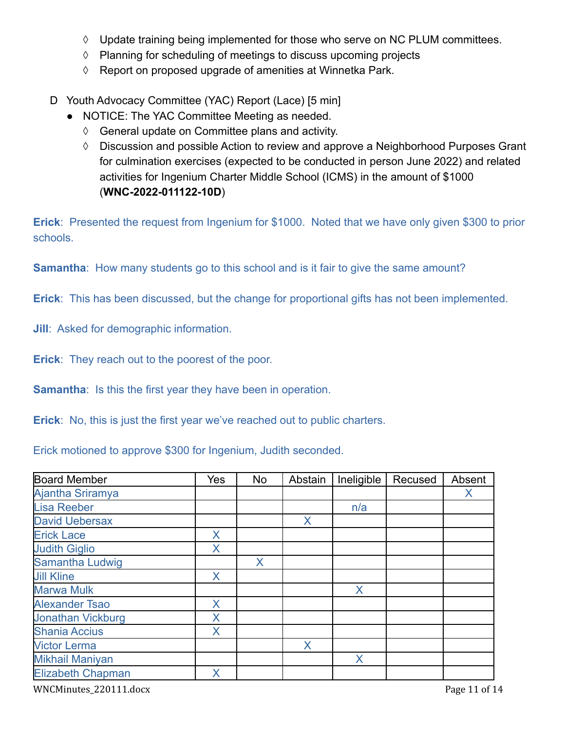◊ Update training being implemented for those who serve on NC PLUM committees.

◊ Planning for scheduling of meetings to discuss upcoming projects

◊ Report on proposed upgrade of amenities at Winnetka Park.

D Youth Advocacy Committee (YAC) Report (Lace) [5 min]

- NOTICE: The YAC Committee Meeting as needed.
  - ◊ General update on Committee plans and activity.
  - ◊ Discussion and possible Action to review and approve a Neighborhood Purposes Grant for culmination exercises (expected to be conducted in person June 2022) and related activities for Ingenium Charter Middle School (ICMS) in the amount of $1000 (**WNC-2022-011122-10D**)

**Erick**: Presented the request from Ingenium for $1000. Noted that we have only given $300 to prior schools.

**Samantha**: How many students go to this school and is it fair to give the same amount?

**Erick**: This has been discussed, but the change for proportional gifts has not been implemented.

**Jill**: Asked for demographic information.

**Erick**: They reach out to the poorest of the poor.

**Samantha**: Is this the first year they have been in operation.

**Erick**: No, this is just the first year we've reached out to public charters.

Erick motioned to approve $300 for Ingenium, Judith seconded.

| Board Member | Yes | No | Abstain | Ineligible | Recused | Absent |
|---|---|---|---|---|---|---|
| Ajantha Sriramya | | | | | | X |
| Lisa Reeber | | | | n/a | | |
| David Uebersax | | | X | | | |
| Erick Lace | X | | | | | |
| Judith Giglio | X | | | | | |
| Samantha Ludwig | | X | | | | |
| Jill Kline | X | | | | | |
| Marwa Mulk | | | | X | | |
| Alexander Tsao | X | | | | | |
| Jonathan Vickburg | X | | | | | |
| Shania Accius | X | | | | | |
| Victor Lerma | | | X | | | |
| Mikhail Maniyan | | | | X | | |
| Elizabeth Chapman | X | | | | | |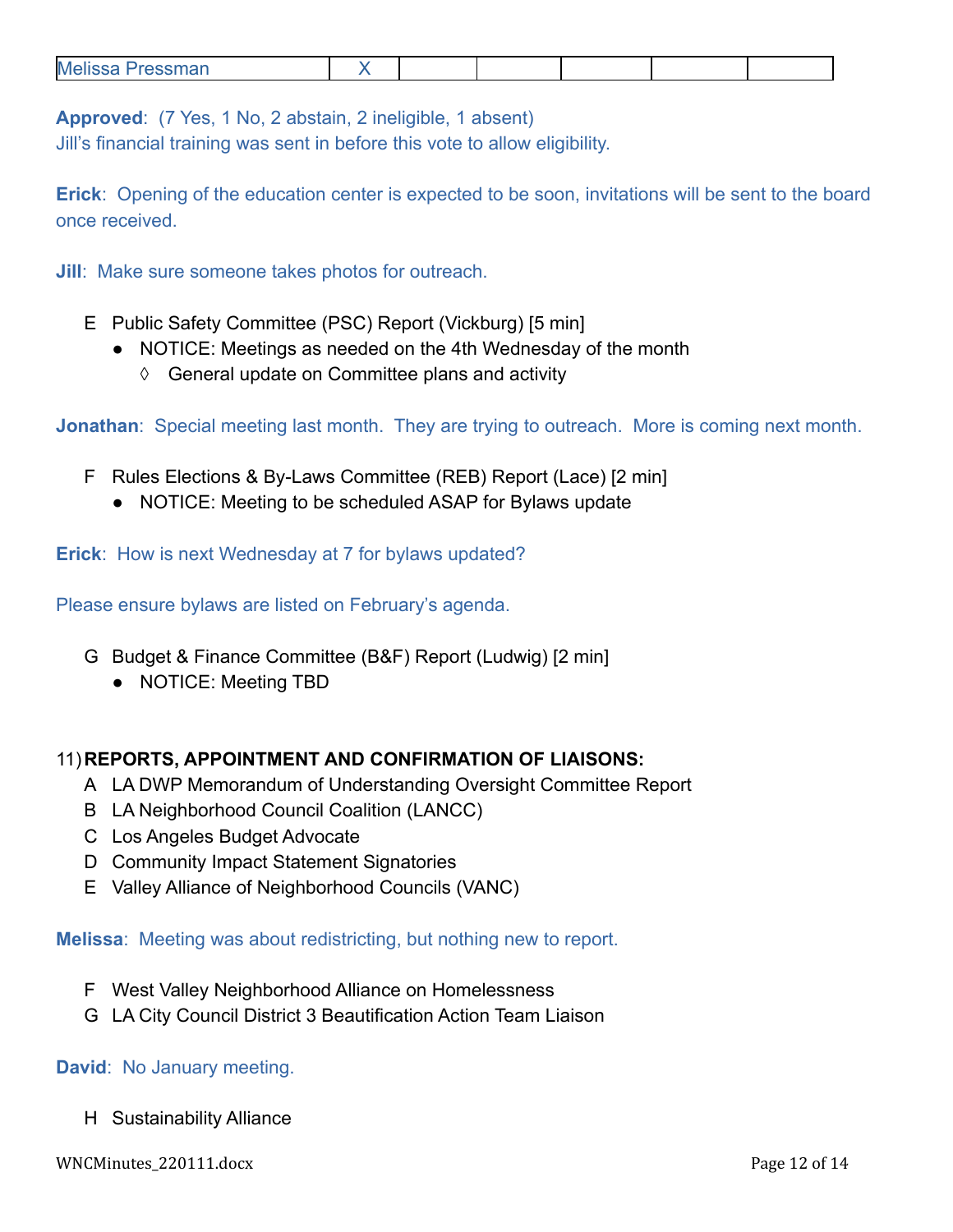| Melissa Pressman | X | | | | | |
|---|---|---|---|---|---|---|

**Approved**: (7 Yes, 1 No, 2 abstain, 2 ineligible, 1 absent)
Jill's financial training was sent in before this vote to allow eligibility.

**Erick**: Opening of the education center is expected to be soon, invitations will be sent to the board once received.

**Jill**: Make sure someone takes photos for outreach.

E Public Safety Committee (PSC) Report (Vickburg) [5 min]
- NOTICE: Meetings as needed on the 4th Wednesday of the month
  - ◊ General update on Committee plans and activity

**Jonathan**: Special meeting last month. They are trying to outreach. More is coming next month.

F Rules Elections & By-Laws Committee (REB) Report (Lace) [2 min]
- NOTICE: Meeting to be scheduled ASAP for Bylaws update

**Erick**: How is next Wednesday at 7 for bylaws updated?

Please ensure bylaws are listed on February's agenda.

G Budget & Finance Committee (B&F) Report (Ludwig) [2 min]
- NOTICE: Meeting TBD

11) **REPORTS, APPOINTMENT AND CONFIRMATION OF LIAISONS:**

A LA DWP Memorandum of Understanding Oversight Committee Report
B LA Neighborhood Council Coalition (LANCC)
C Los Angeles Budget Advocate
D Community Impact Statement Signatories
E Valley Alliance of Neighborhood Councils (VANC)

**Melissa**: Meeting was about redistricting, but nothing new to report.

F West Valley Neighborhood Alliance on Homelessness
G LA City Council District 3 Beautification Action Team Liaison

**David**: No January meeting.

H Sustainability Alliance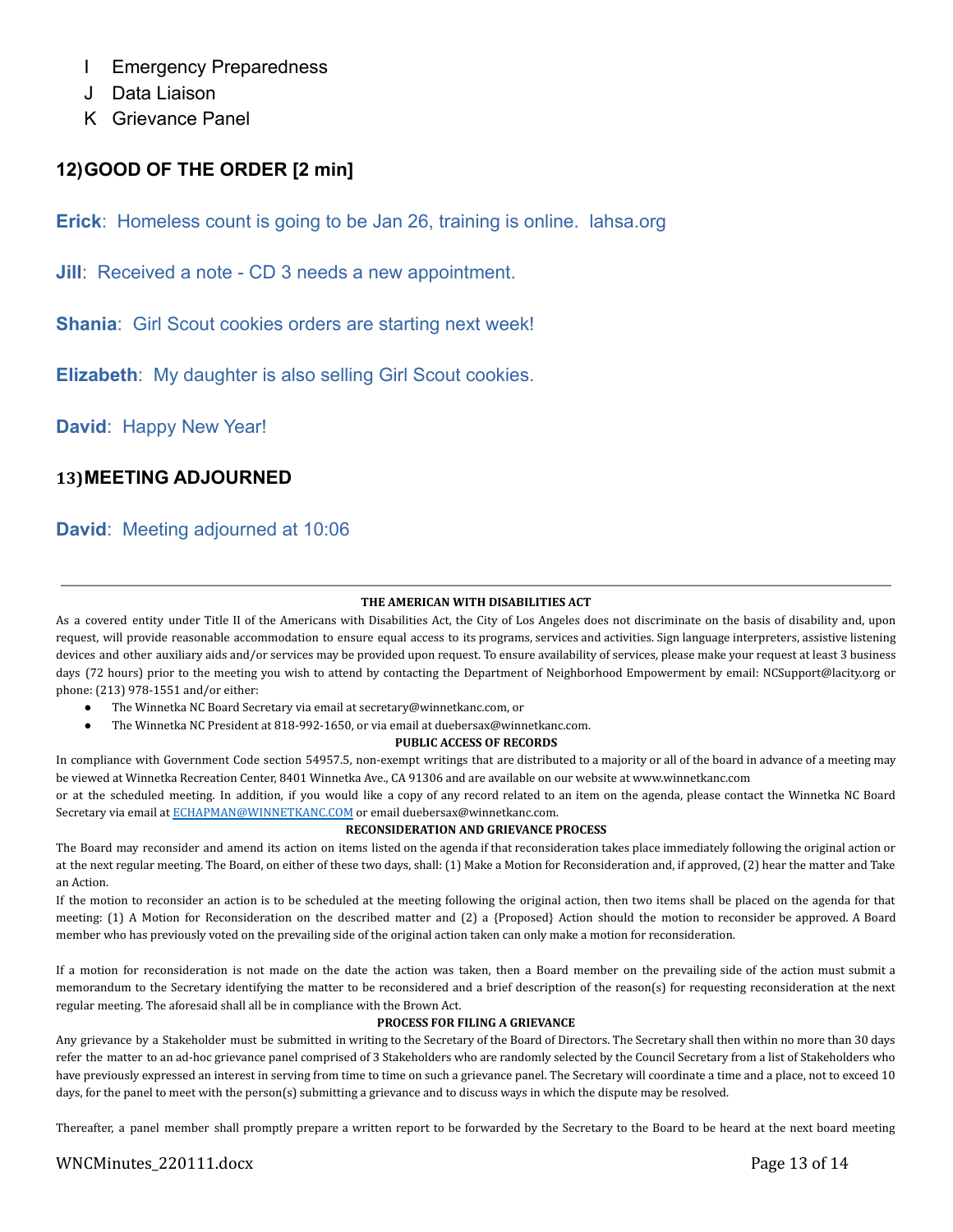- I Emergency Preparedness
- J Data Liaison
- K Grievance Panel

## 12) GOOD OF THE ORDER [2 min]

**Erick**: Homeless count is going to be Jan 26, training is online. lahsa.org

**Jill**: Received a note - CD 3 needs a new appointment.

**Shania**: Girl Scout cookies orders are starting next week!

**Elizabeth**: My daughter is also selling Girl Scout cookies.

**David**: Happy New Year!

## 13) MEETING ADJOURNED

**David**: Meeting adjourned at 10:06

---

**THE AMERICAN WITH DISABILITIES ACT**

As a covered entity under Title II of the Americans with Disabilities Act, the City of Los Angeles does not discriminate on the basis of disability and, upon request, will provide reasonable accommodation to ensure equal access to its programs, services and activities. Sign language interpreters, assistive listening devices and other auxiliary aids and/or services may be provided upon request. To ensure availability of services, please make your request at least 3 business days (72 hours) prior to the meeting you wish to attend by contacting the Department of Neighborhood Empowerment by email: NCSupport@lacity.org or phone: (213) 978-1551 and/or either:

- The Winnetka NC Board Secretary via email at secretary@winnetkanc.com, or
- The Winnetka NC President at 818-992-1650, or via email at duebersax@winnetkanc.com.

**PUBLIC ACCESS OF RECORDS**

In compliance with Government Code section 54957.5, non-exempt writings that are distributed to a majority or all of the board in advance of a meeting may be viewed at Winnetka Recreation Center, 8401 Winnetka Ave., CA 91306 and are available on our website at www.winnetkanc.com
or at the scheduled meeting. In addition, if you would like a copy of any record related to an item on the agenda, please contact the Winnetka NC Board Secretary via email at ECHAPMAN@WINNETKANC.COM or email duebersax@winnetkanc.com.

**RECONSIDERATION AND GRIEVANCE PROCESS**

The Board may reconsider and amend its action on items listed on the agenda if that reconsideration takes place immediately following the original action or at the next regular meeting. The Board, on either of these two days, shall: (1) Make a Motion for Reconsideration and, if approved, (2) hear the matter and Take an Action.

If the motion to reconsider an action is to be scheduled at the meeting following the original action, then two items shall be placed on the agenda for that meeting: (1) A Motion for Reconsideration on the described matter and (2) a {Proposed} Action should the motion to reconsider be approved. A Board member who has previously voted on the prevailing side of the original action taken can only make a motion for reconsideration.

If a motion for reconsideration is not made on the date the action was taken, then a Board member on the prevailing side of the action must submit a memorandum to the Secretary identifying the matter to be reconsidered and a brief description of the reason(s) for requesting reconsideration at the next regular meeting. The aforesaid shall all be in compliance with the Brown Act.

**PROCESS FOR FILING A GRIEVANCE**

Any grievance by a Stakeholder must be submitted in writing to the Secretary of the Board of Directors. The Secretary shall then within no more than 30 days refer the matter to an ad-hoc grievance panel comprised of 3 Stakeholders who are randomly selected by the Council Secretary from a list of Stakeholders who have previously expressed an interest in serving from time to time on such a grievance panel. The Secretary will coordinate a time and a place, not to exceed 10 days, for the panel to meet with the person(s) submitting a grievance and to discuss ways in which the dispute may be resolved.

Thereafter, a panel member shall promptly prepare a written report to be forwarded by the Secretary to the Board to be heard at the next board meeting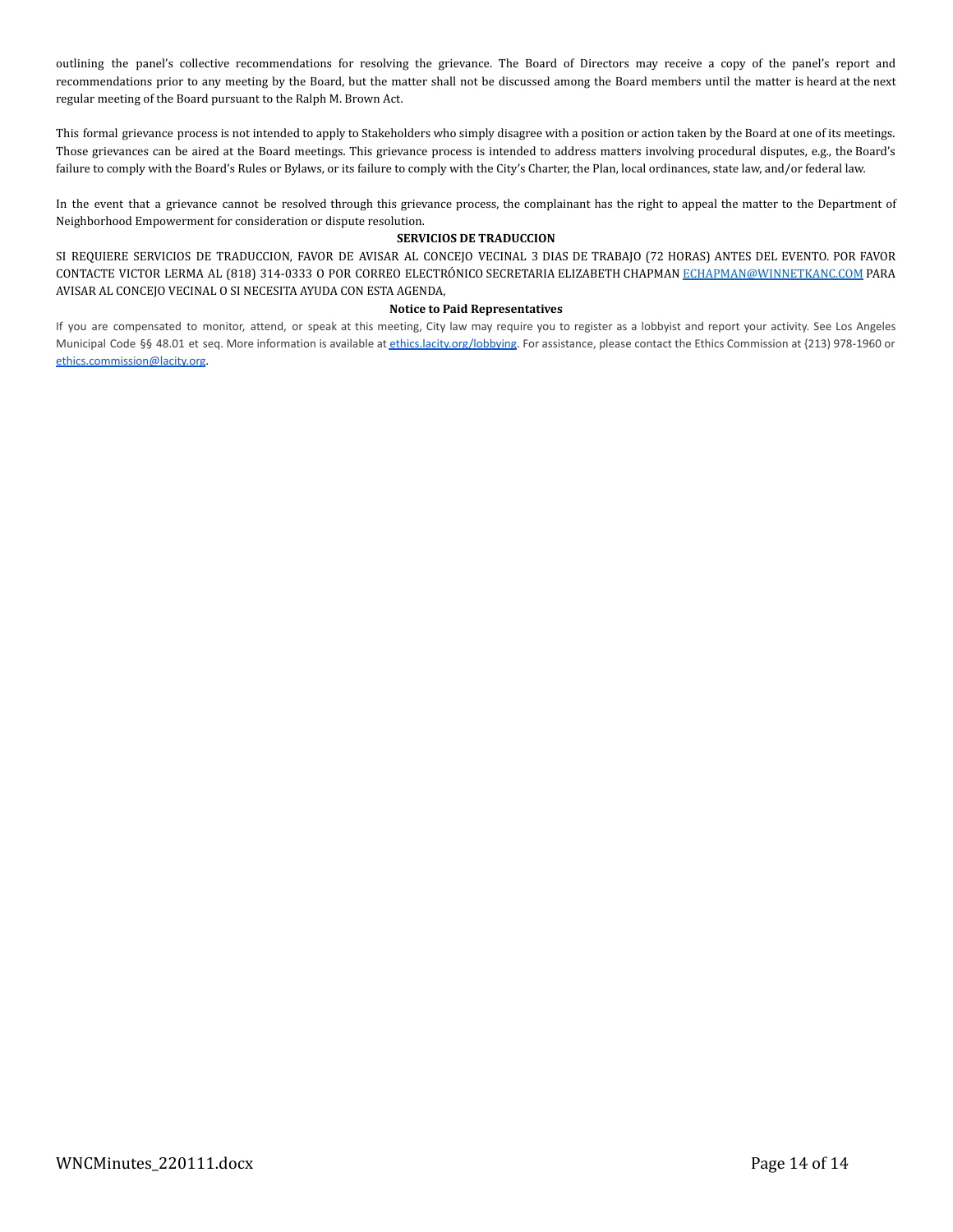outlining the panel's collective recommendations for resolving the grievance. The Board of Directors may receive a copy of the panel's report and recommendations prior to any meeting by the Board, but the matter shall not be discussed among the Board members until the matter is heard at the next regular meeting of the Board pursuant to the Ralph M. Brown Act.

This formal grievance process is not intended to apply to Stakeholders who simply disagree with a position or action taken by the Board at one of its meetings. Those grievances can be aired at the Board meetings. This grievance process is intended to address matters involving procedural disputes, e.g., the Board's failure to comply with the Board's Rules or Bylaws, or its failure to comply with the City's Charter, the Plan, local ordinances, state law, and/or federal law.

In the event that a grievance cannot be resolved through this grievance process, the complainant has the right to appeal the matter to the Department of Neighborhood Empowerment for consideration or dispute resolution.

**SERVICIOS DE TRADUCCION**

SI REQUIERE SERVICIOS DE TRADUCCION, FAVOR DE AVISAR AL CONCEJO VECINAL 3 DIAS DE TRABAJO (72 HORAS) ANTES DEL EVENTO. POR FAVOR CONTACTE VICTOR LERMA AL (818) 314-0333 O POR CORREO ELECTRÓNICO SECRETARIA ELIZABETH CHAPMAN ECHAPMAN@WINNETKANC.COM PARA AVISAR AL CONCEJO VECINAL O SI NECESITA AYUDA CON ESTA AGENDA,

**Notice to Paid Representatives**

If you are compensated to monitor, attend, or speak at this meeting, City law may require you to register as a lobbyist and report your activity. See Los Angeles Municipal Code §§ 48.01 et seq. More information is available at ethics.lacity.org/lobbying. For assistance, please contact the Ethics Commission at (213) 978-1960 or ethics.commission@lacity.org.